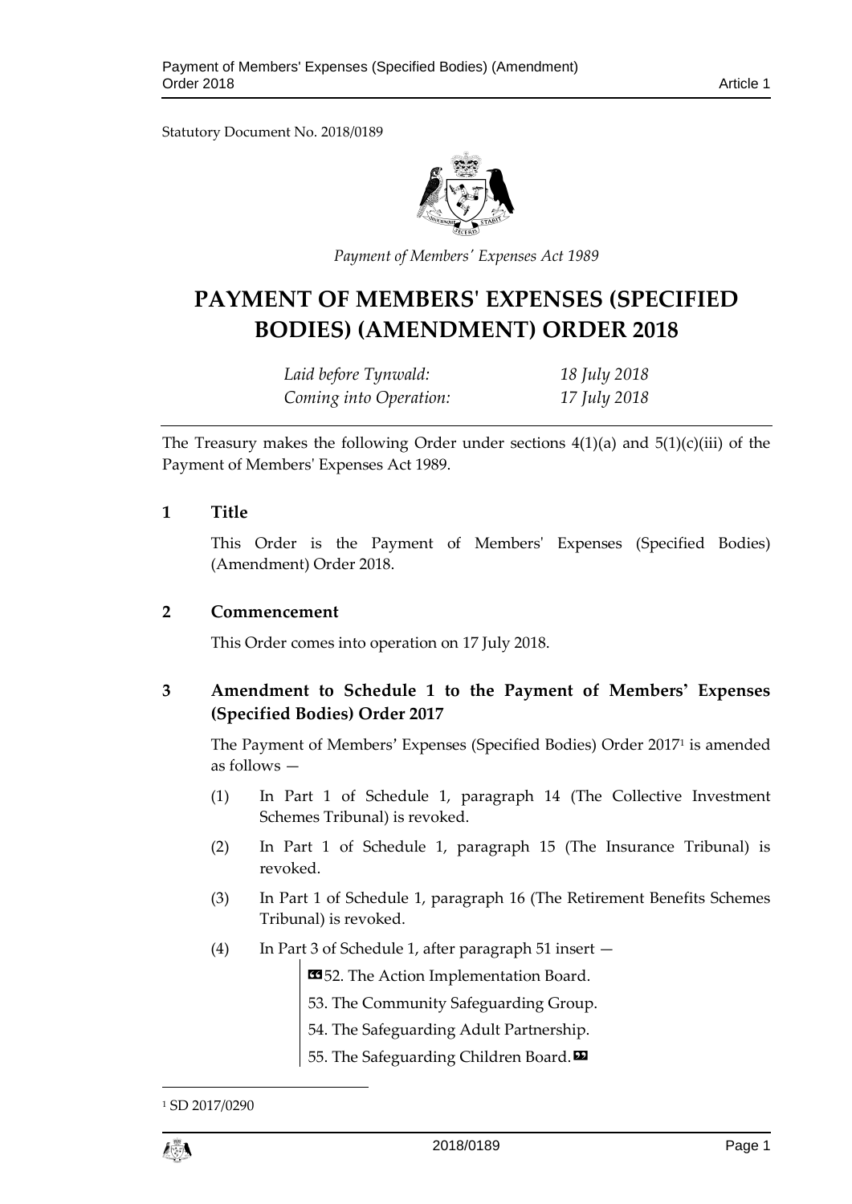Statutory Document No. 2018/0189

*Payment of Members' Expenses Act 1989*

# PAYMENT OF MEMBERS' EXPENSES (SPECIFIED BODIES) (AMENDMENT) ORDER 2018

| | |
|---|---|
| *Laid before Tynwald:* | *18 July 2018* |
| *Coming into Operation:* | *17 July 2018* |

The Treasury makes the following Order under sections 4(1)(a) and 5(1)(c)(iii) of the Payment of Members' Expenses Act 1989.

## 1 Title

This Order is the Payment of Members' Expenses (Specified Bodies) (Amendment) Order 2018.

## 2 Commencement

This Order comes into operation on 17 July 2018.

## 3 Amendment to Schedule 1 to the Payment of Members' Expenses (Specified Bodies) Order 2017

The Payment of Members' Expenses (Specified Bodies) Order 2017[1] is amended as follows —

(1) In Part 1 of Schedule 1, paragraph 14 (The Collective Investment Schemes Tribunal) is revoked.

(2) In Part 1 of Schedule 1, paragraph 15 (The Insurance Tribunal) is revoked.

(3) In Part 1 of Schedule 1, paragraph 16 (The Retirement Benefits Schemes Tribunal) is revoked.

(4) In Part 3 of Schedule 1, after paragraph 51 insert —

> «52. The Action Implementation Board.
>
> 53. The Community Safeguarding Group.
>
> 54. The Safeguarding Adult Partnership.
>
> 55. The Safeguarding Children Board.»

[1] SD 2017/0290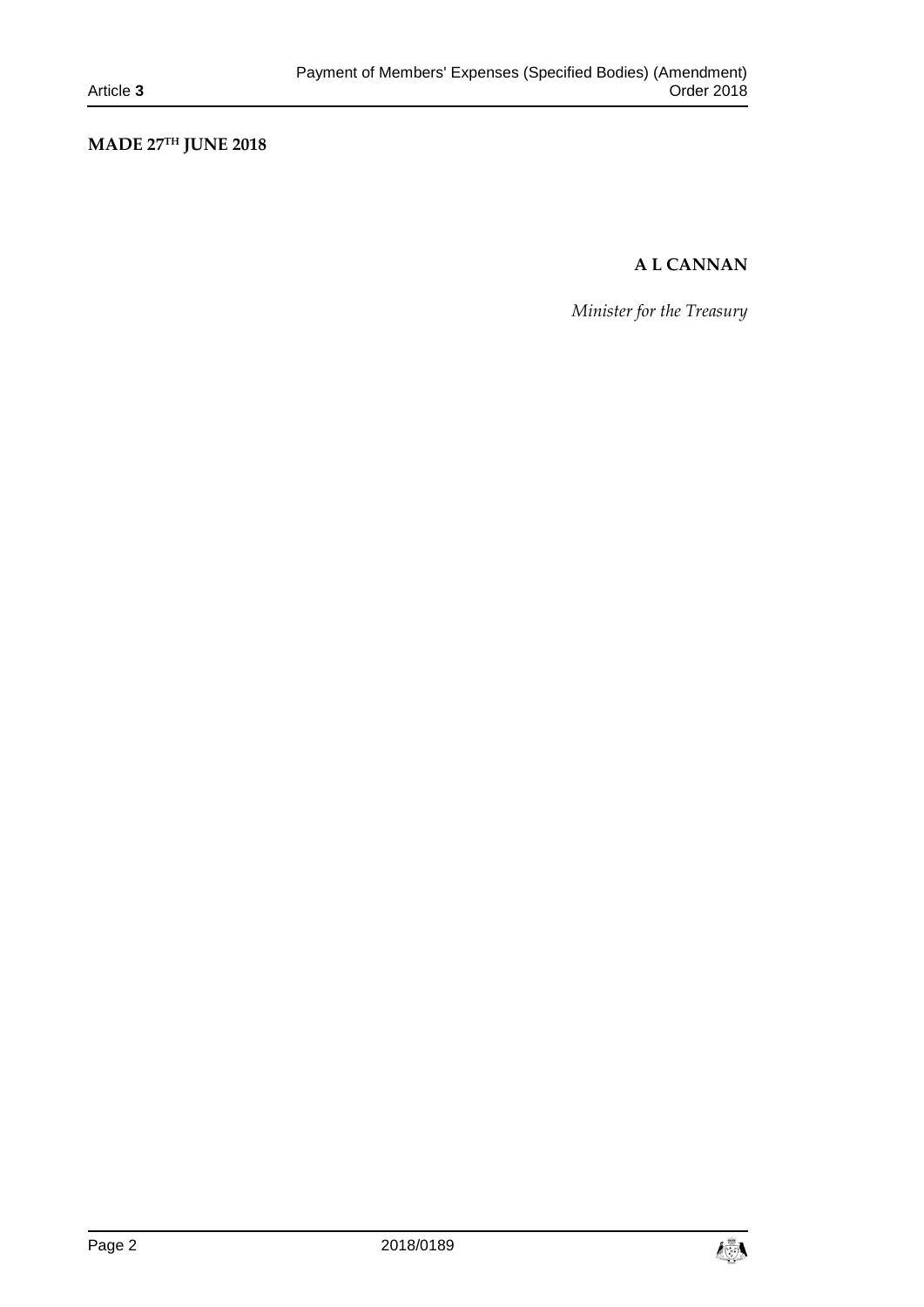**MADE 27TH JUNE 2018**

**A L CANNAN**

*Minister for the Treasury*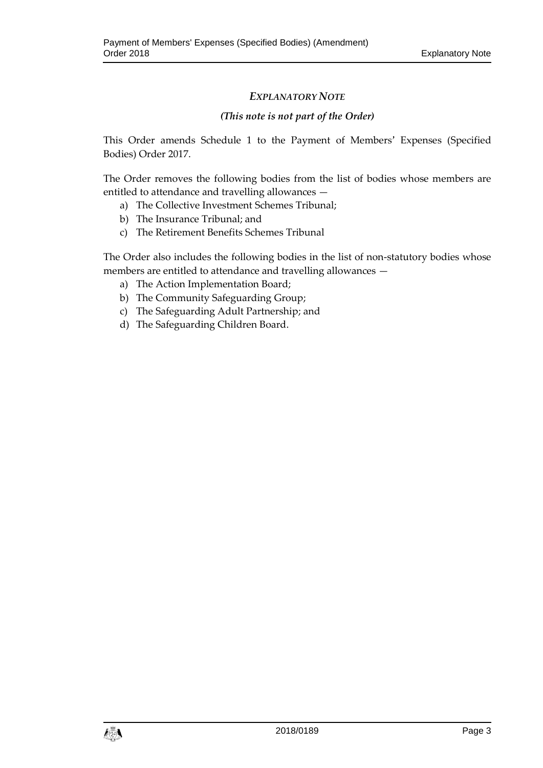## *EXPLANATORY NOTE*

***(This note is not part of the Order)***

This Order amends Schedule 1 to the Payment of Members' Expenses (Specified Bodies) Order 2017.

The Order removes the following bodies from the list of bodies whose members are entitled to attendance and travelling allowances —

a) The Collective Investment Schemes Tribunal;
b) The Insurance Tribunal; and
c) The Retirement Benefits Schemes Tribunal

The Order also includes the following bodies in the list of non-statutory bodies whose members are entitled to attendance and travelling allowances —

a) The Action Implementation Board;
b) The Community Safeguarding Group;
c) The Safeguarding Adult Partnership; and
d) The Safeguarding Children Board.